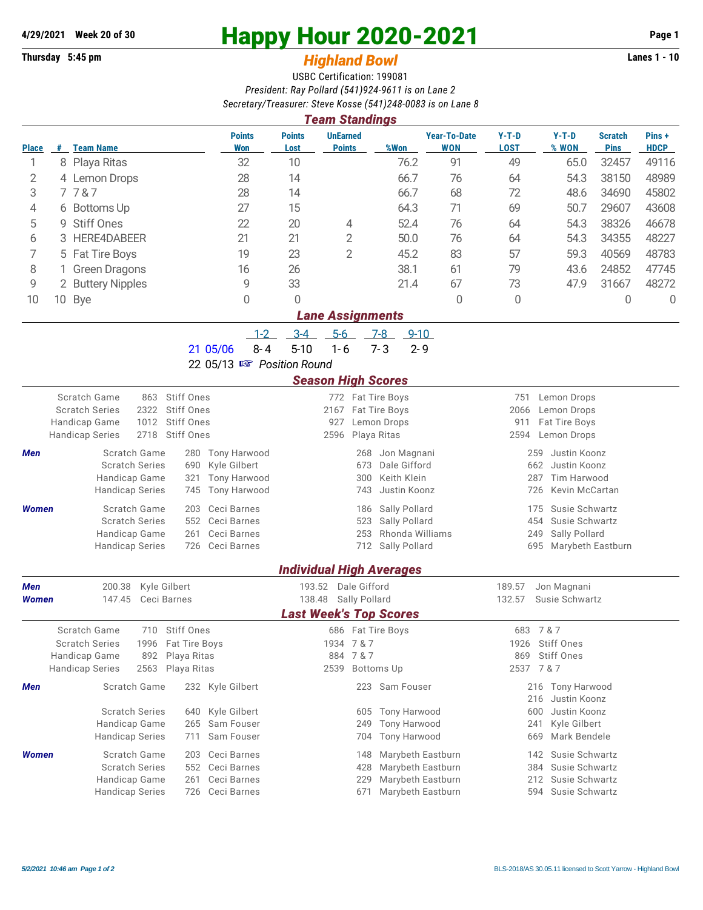4/29/2021 Week 20 of 30

# Happy Hour 2020-2021

Thursday 5:45 pm

## *Highland Bowl*

Lanes 1 - 10

USBC Certification: 199081

*President: Ray Pollard (541)924-9611 is on Lane 2*

*Secretary/Treasurer: Steve Kosse (541)248-0083 is on Lane 8*

### *Team Standings*

| Place | # | Team Name | Points Won | Points Lost | UnEarned Points | %Won | Year-To-Date WON | Y-T-D LOST | Y-T-D % WON | Scratch Pins | Pins + HDCP |
|---|---|---|---|---|---|---|---|---|---|---|---|
| 1 | 8 | Playa Ritas | 32 | 10 | | 76.2 | 91 | 49 | 65.0 | 32457 | 49116 |
| 2 | 4 | Lemon Drops | 28 | 14 | | 66.7 | 76 | 64 | 54.3 | 38150 | 48989 |
| 3 | 7 | 7 & 7 | 28 | 14 | | 66.7 | 68 | 72 | 48.6 | 34690 | 45802 |
| 4 | 6 | Bottoms Up | 27 | 15 | | 64.3 | 71 | 69 | 50.7 | 29607 | 43608 |
| 5 | 9 | Stiff Ones | 22 | 20 | 4 | 52.4 | 76 | 64 | 54.3 | 38326 | 46678 |
| 6 | 3 | HERE4DABEER | 21 | 21 | 2 | 50.0 | 76 | 64 | 54.3 | 34355 | 48227 |
| 7 | 5 | Fat Tire Boys | 19 | 23 | 2 | 45.2 | 83 | 57 | 59.3 | 40569 | 48783 |
| 8 | 1 | Green Dragons | 16 | 26 | | 38.1 | 61 | 79 | 43.6 | 24852 | 47745 |
| 9 | 2 | Buttery Nipples | 9 | 33 | | 21.4 | 67 | 73 | 47.9 | 31667 | 48272 |
| 10 | 10 | Bye | 0 | 0 | | | 0 | 0 | | 0 | 0 |

### *Lane Assignments*

| | | 1-2 | 3-4 | 5-6 | 7-8 | 9-10 |
|---|---|---|---|---|---|---|
| 21 | 05/06 | 8- 4 | 5-10 | 1- 6 | 7- 3 | 2- 9 |
| 22 | 05/13 | ☞ *Position Round* | | | | |

### *Season High Scores*

| | | | | | | |
|---|---|---|---|---|---|---|
| Scratch Game | 863 | Stiff Ones | 772 | Fat Tire Boys | 751 | Lemon Drops |
| Scratch Series | 2322 | Stiff Ones | 2167 | Fat Tire Boys | 2066 | Lemon Drops |
| Handicap Game | 1012 | Stiff Ones | 927 | Lemon Drops | 911 | Fat Tire Boys |
| Handicap Series | 2718 | Stiff Ones | 2596 | Playa Ritas | 2594 | Lemon Drops |

| | | | | | | | |
|---|---|---|---|---|---|---|---|
| ***Men*** | Scratch Game | 280 | Tony Harwood | 268 | Jon Magnani | 259 | Justin Koonz |
| | Scratch Series | 690 | Kyle Gilbert | 673 | Dale Gifford | 662 | Justin Koonz |
| | Handicap Game | 321 | Tony Harwood | 300 | Keith Klein | 287 | Tim Harwood |
| | Handicap Series | 745 | Tony Harwood | 743 | Justin Koonz | 726 | Kevin McCartan |
| ***Women*** | Scratch Game | 203 | Ceci Barnes | 186 | Sally Pollard | 175 | Susie Schwartz |
| | Scratch Series | 552 | Ceci Barnes | 523 | Sally Pollard | 454 | Susie Schwartz |
| | Handicap Game | 261 | Ceci Barnes | 253 | Rhonda Williams | 249 | Sally Pollard |
| | Handicap Series | 726 | Ceci Barnes | 712 | Sally Pollard | 695 | Marybeth Eastburn |

### *Individual High Averages*

| | | | | | | |
|---|---|---|---|---|---|---|
| ***Men*** | 200.38 | Kyle Gilbert | 193.52 | Dale Gifford | 189.57 | Jon Magnani |
| ***Women*** | 147.45 | Ceci Barnes | 138.48 | Sally Pollard | 132.57 | Susie Schwartz |

### *Last Week's Top Scores*

| | | | | | | |
|---|---|---|---|---|---|---|
| Scratch Game | 710 | Stiff Ones | 686 | Fat Tire Boys | 683 | 7 & 7 |
| Scratch Series | 1996 | Fat Tire Boys | 1934 | 7 & 7 | 1926 | Stiff Ones |
| Handicap Game | 892 | Playa Ritas | 884 | 7 & 7 | 869 | Stiff Ones |
| Handicap Series | 2563 | Playa Ritas | 2539 | Bottoms Up | 2537 | 7 & 7 |

| | | | | | | | |
|---|---|---|---|---|---|---|---|
| ***Men*** | Scratch Game | 232 | Kyle Gilbert | 223 | Sam Fouser | 216 | Tony Harwood |
| | | | | | | 216 | Justin Koonz |
| | Scratch Series | 640 | Kyle Gilbert | 605 | Tony Harwood | 600 | Justin Koonz |
| | Handicap Game | 265 | Sam Fouser | 249 | Tony Harwood | 241 | Kyle Gilbert |
| | Handicap Series | 711 | Sam Fouser | 704 | Tony Harwood | 669 | Mark Bendele |
| ***Women*** | Scratch Game | 203 | Ceci Barnes | 148 | Marybeth Eastburn | 142 | Susie Schwartz |
| | Scratch Series | 552 | Ceci Barnes | 428 | Marybeth Eastburn | 384 | Susie Schwartz |
| | Handicap Game | 261 | Ceci Barnes | 229 | Marybeth Eastburn | 212 | Susie Schwartz |
| | Handicap Series | 726 | Ceci Barnes | 671 | Marybeth Eastburn | 594 | Susie Schwartz |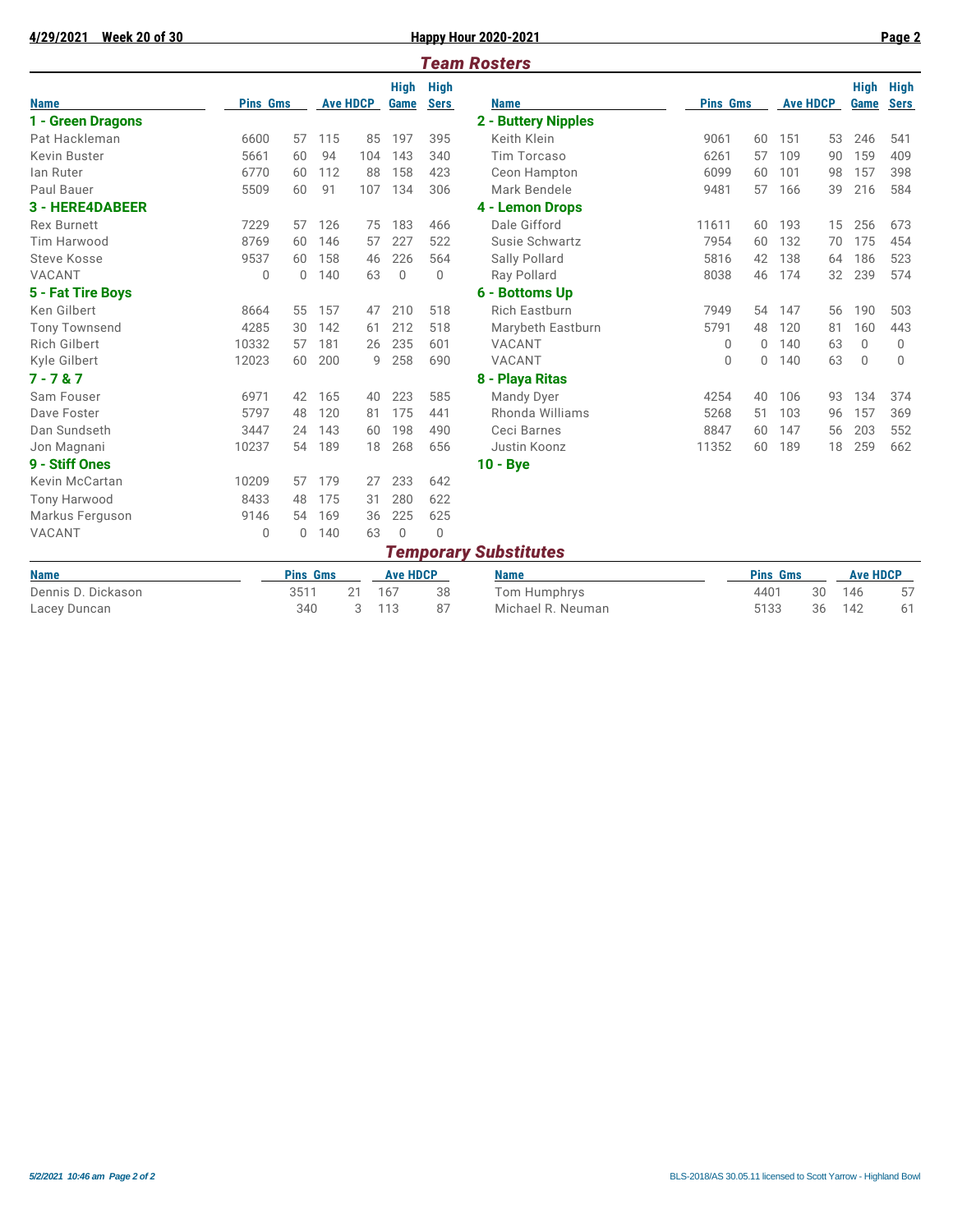## Team Rosters

| Name | Pins | Gms | Ave | HDCP | High Game | High Sers |
|---|---|---|---|---|---|---|
| **1 - Green Dragons** | | | | | | |
| Pat Hackleman | 6600 | 57 | 115 | 85 | 197 | 395 |
| Kevin Buster | 5661 | 60 | 94 | 104 | 143 | 340 |
| Ian Ruter | 6770 | 60 | 112 | 88 | 158 | 423 |
| Paul Bauer | 5509 | 60 | 91 | 107 | 134 | 306 |
| **2 - Buttery Nipples** | | | | | | |
| Keith Klein | 9061 | 60 | 151 | 53 | 246 | 541 |
| Tim Torcaso | 6261 | 57 | 109 | 90 | 159 | 409 |
| Ceon Hampton | 6099 | 60 | 101 | 98 | 157 | 398 |
| Mark Bendele | 9481 | 57 | 166 | 39 | 216 | 584 |
| **3 - HERE4DABEER** | | | | | | |
| Rex Burnett | 7229 | 57 | 126 | 75 | 183 | 466 |
| Tim Harwood | 8769 | 60 | 146 | 57 | 227 | 522 |
| Steve Kosse | 9537 | 60 | 158 | 46 | 226 | 564 |
| VACANT | 0 | 0 | 140 | 63 | 0 | 0 |
| **4 - Lemon Drops** | | | | | | |
| Dale Gifford | 11611 | 60 | 193 | 15 | 256 | 673 |
| Susie Schwartz | 7954 | 60 | 132 | 70 | 175 | 454 |
| Sally Pollard | 5816 | 42 | 138 | 64 | 186 | 523 |
| Ray Pollard | 8038 | 46 | 174 | 32 | 239 | 574 |
| **5 - Fat Tire Boys** | | | | | | |
| Ken Gilbert | 8664 | 55 | 157 | 47 | 210 | 518 |
| Tony Townsend | 4285 | 30 | 142 | 61 | 212 | 518 |
| Rich Gilbert | 10332 | 57 | 181 | 26 | 235 | 601 |
| Kyle Gilbert | 12023 | 60 | 200 | 9 | 258 | 690 |
| **6 - Bottoms Up** | | | | | | |
| Rich Eastburn | 7949 | 54 | 147 | 56 | 190 | 503 |
| Marybeth Eastburn | 5791 | 48 | 120 | 81 | 160 | 443 |
| VACANT | 0 | 0 | 140 | 63 | 0 | 0 |
| VACANT | 0 | 0 | 140 | 63 | 0 | 0 |
| **7 - 7 & 7** | | | | | | |
| Sam Fouser | 6971 | 42 | 165 | 40 | 223 | 585 |
| Dave Foster | 5797 | 48 | 120 | 81 | 175 | 441 |
| Dan Sundseth | 3447 | 24 | 143 | 60 | 198 | 490 |
| Jon Magnani | 10237 | 54 | 189 | 18 | 268 | 656 |
| **8 - Playa Ritas** | | | | | | |
| Mandy Dyer | 4254 | 40 | 106 | 93 | 134 | 374 |
| Rhonda Williams | 5268 | 51 | 103 | 96 | 157 | 369 |
| Ceci Barnes | 8847 | 60 | 147 | 56 | 203 | 552 |
| Justin Koonz | 11352 | 60 | 189 | 18 | 259 | 662 |
| **9 - Stiff Ones** | | | | | | |
| Kevin McCartan | 10209 | 57 | 179 | 27 | 233 | 642 |
| Tony Harwood | 8433 | 48 | 175 | 31 | 280 | 622 |
| Markus Ferguson | 9146 | 54 | 169 | 36 | 225 | 625 |
| VACANT | 0 | 0 | 140 | 63 | 0 | 0 |
| **10 - Bye** | | | | | | |

## Temporary Substitutes

| Name | Pins | Gms | Ave | HDCP |
|---|---|---|---|---|
| Dennis D. Dickason | 3511 | 21 | 167 | 38 |
| Lacey Duncan | 340 | 3 | 113 | 87 |
| Tom Humphrys | 4401 | 30 | 146 | 57 |
| Michael R. Neuman | 5133 | 36 | 142 | 61 |